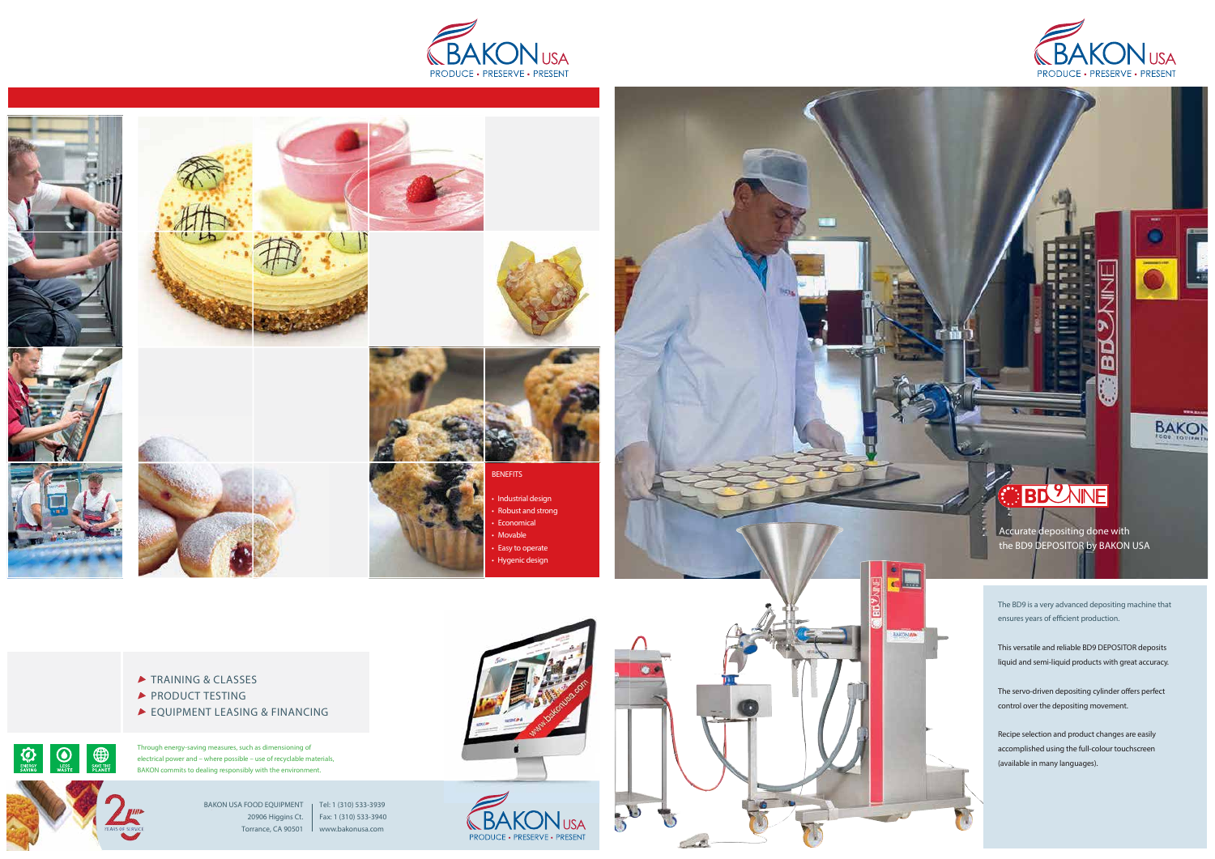BAKON USA
PRODUCE • PRESERVE • PRESENT

## BENEFITS

- Industrial design
- Robust and strong
- Economical
- Movable
- Easy to operate
- Hygenic design

- ▶ TRAINING & CLASSES
- ▶ PRODUCT TESTING
- ▶ EQUIPMENT LEASING & FINANCING

ENERGY SAVING | LESS WASTE | SAVE THE PLANET

Through energy-saving measures, such as dimensioning of electrical power and – where possible – use of recyclable materials, BAKON commits to dealing responsibly with the environment.

25 YEARS OF SERVICE

BAKON USA FOOD EQUIPMENT
20906 Higgins Ct.
Torrance, CA 90501

Tel: 1 (310) 533-3939
Fax: 1 (310) 533-3940
www.bakonusa.com

BAKON USA
PRODUCE • PRESERVE • PRESENT

BAKON USA
PRODUCE • PRESERVE • PRESENT

# BD9NINE

Accurate depositing done with the BD9 DEPOSITOR by BAKON USA

The BD9 is a very advanced depositing machine that ensures years of efficient production.

This versatile and reliable BD9 DEPOSITOR deposits liquid and semi-liquid products with great accuracy.

The servo-driven depositing cylinder offers perfect control over the depositing movement.

Recipe selection and product changes are easily accomplished using the full-colour touchscreen (available in many languages).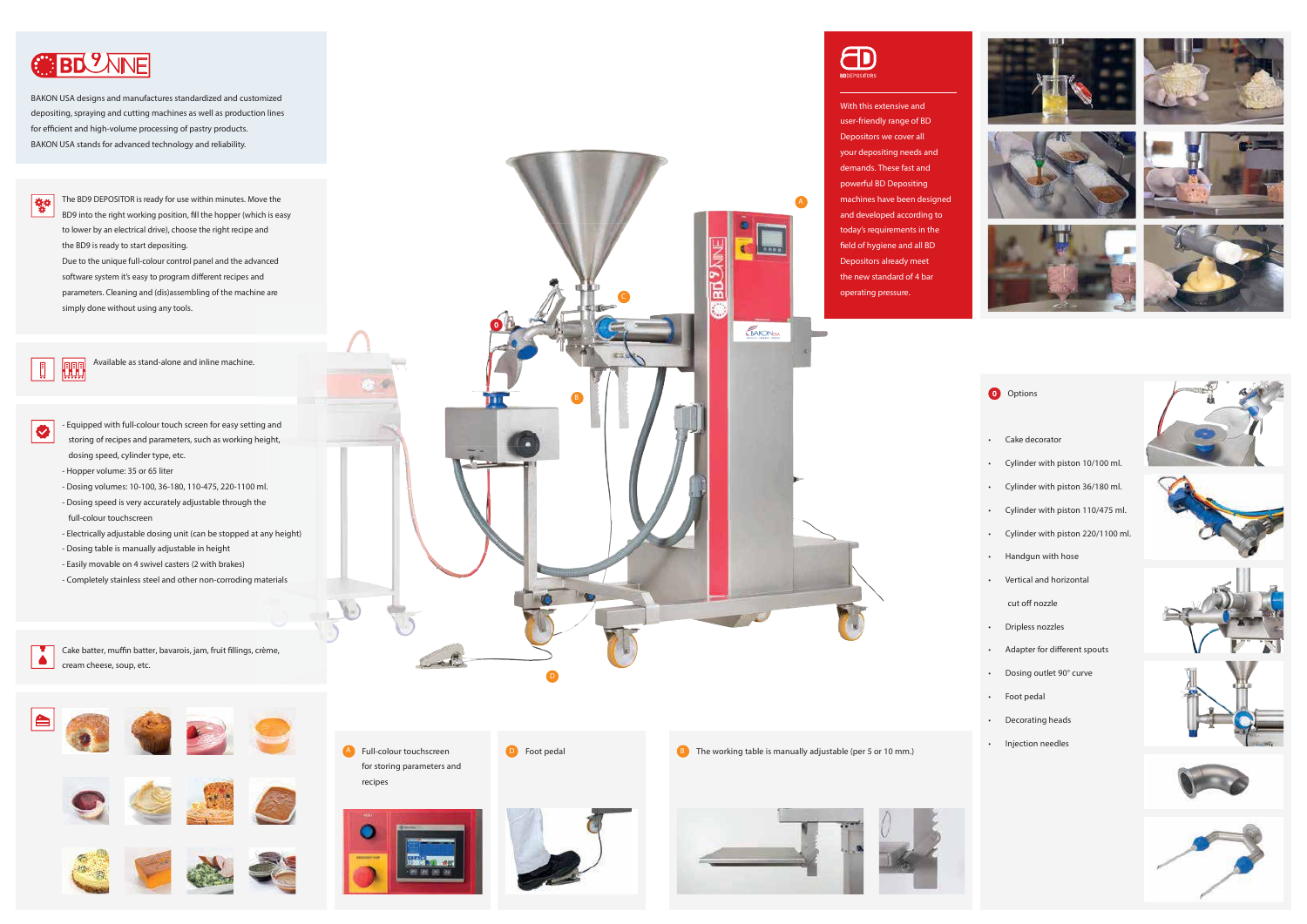# BD9NINE

BAKON USA designs and manufactures standardized and customized depositing, spraying and cutting machines as well as production lines for efficient and high-volume processing of pastry products.
BAKON USA stands for advanced technology and reliability.

The BD9 DEPOSITOR is ready for use within minutes. Move the BD9 into the right working position, fill the hopper (which is easy to lower by an electrical drive), choose the right recipe and the BD9 is ready to start depositing.
Due to the unique full-colour control panel and the advanced software system it's easy to program different recipes and parameters. Cleaning and (dis)assembling of the machine are simply done without using any tools.

Available as stand-alone and inline machine.

- Equipped with full-colour touch screen for easy setting and storing of recipes and parameters, such as working height, dosing speed, cylinder type, etc.
- Hopper volume: 35 or 65 liter
- Dosing volumes: 10-100, 36-180, 110-475, 220-1100 ml.
- Dosing speed is very accurately adjustable through the full-colour touchscreen
- Electrically adjustable dosing unit (can be stopped at any height)
- Dosing table is manually adjustable in height
- Easily movable on 4 swivel casters (2 with brakes)
- Completely stainless steel and other non-corroding materials

Cake batter, muffin batter, bavarois, jam, fruit fillings, crème, cream cheese, soup, etc.

## BD DEPOSITORS

With this extensive and user-friendly range of BD Depositors we cover all your depositing needs and demands. These fast and powerful BD Depositing machines have been designed and developed according to today's requirements in the field of hygiene and all BD Depositors already meet the new standard of 4 bar operating pressure.

**0** Options

- Cake decorator
- Cylinder with piston 10/100 ml.
- Cylinder with piston 36/180 ml.
- Cylinder with piston 110/475 ml.
- Cylinder with piston 220/1100 ml.
- Handgun with hose
- Vertical and horizontal cut off nozzle
- Dripless nozzles
- Adapter for different spouts
- Dosing outlet 90° curve
- Foot pedal
- Decorating heads
- Injection needles

**A** Full-colour touchscreen for storing parameters and recipes

**D** Foot pedal

**B** The working table is manually adjustable (per 5 or 10 mm.)